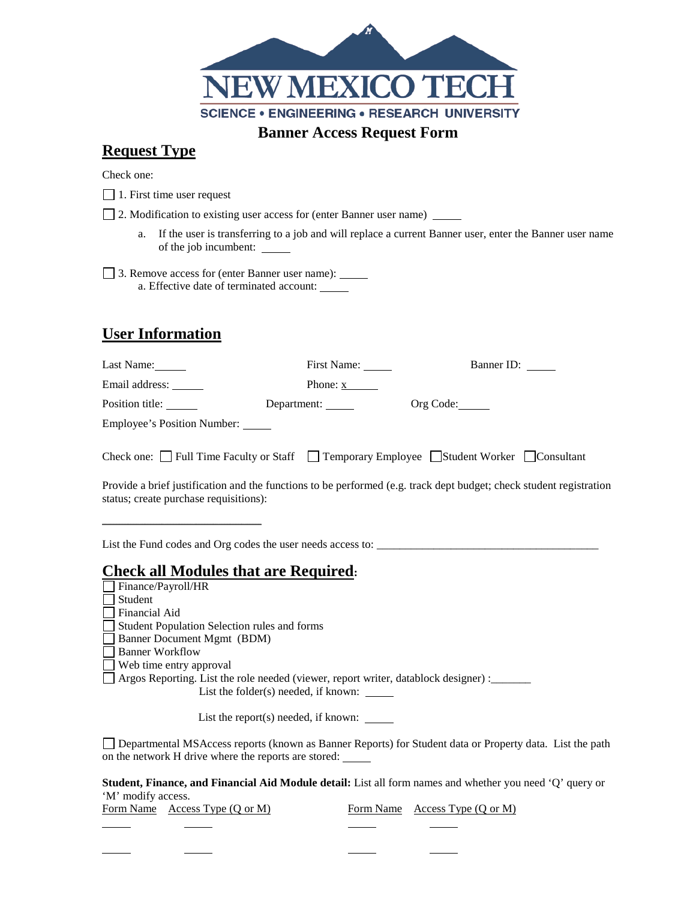NEW MEXICO TECH

SCIENCE • ENGINEERING • RESEARCH UNIVERSITY

# Banner Access Request Form

## Request Type

Check one:

☐ 1. First time user request

☐ 2. Modification to existing user access for (enter Banner user name) _____

a. If the user is transferring to a job and will replace a current Banner user, enter the Banner user name of the job incumbent: _____

☐ 3. Remove access for (enter Banner user name): _____

a. Effective date of terminated account: _____

## User Information

Last Name: _____ First Name: _____ Banner ID: _____

Email address: _____ Phone: x_____

Position title: _____ Department: _____ Org Code: _____

Employee's Position Number: _____

Check one: ☐ Full Time Faculty or Staff ☐ Temporary Employee ☐ Student Worker ☐ Consultant

Provide a brief justification and the functions to be performed (e.g. track dept budget; check student registration status; create purchase requisitions):

_____________________________

List the Fund codes and Org codes the user needs access to: ________________________________________

## Check all Modules that are Required:

☐ Finance/Payroll/HR
☐ Student
☐ Financial Aid
☐ Student Population Selection rules and forms
☐ Banner Document Mgmt (BDM)
☐ Banner Workflow
☐ Web time entry approval
☐ Argos Reporting. List the role needed (viewer, report writer, datablock designer) :_______

List the folder(s) needed, if known: _____

List the report(s) needed, if known: _____

☐ Departmental MSAccess reports (known as Banner Reports) for Student data or Property data. List the path on the network H drive where the reports are stored: _____

**Student, Finance, and Financial Aid Module detail:** List all form names and whether you need 'Q' query or 'M' modify access.

| Form Name | Access Type (Q or M) | Form Name | Access Type (Q or M) |
|---|---|---|---|
| _____ | _____ | _____ | _____ |
| _____ | _____ | _____ | _____ |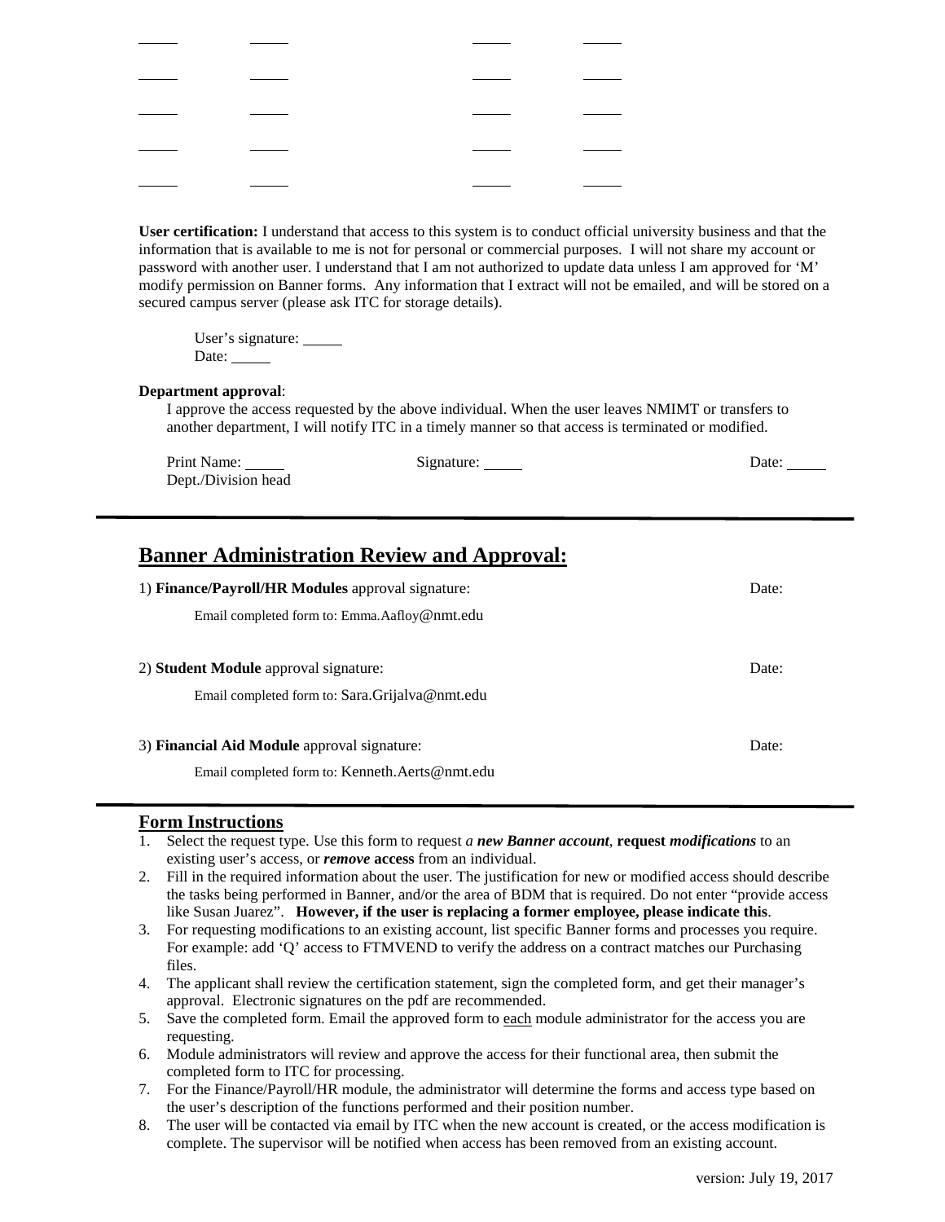| | | | |
|---|---|---|---|
| _____ | _____ | _____ | _____ |
| _____ | _____ | _____ | _____ |
| _____ | _____ | _____ | _____ |
| _____ | _____ | _____ | _____ |
| _____ | _____ | _____ | _____ |

**User certification:** I understand that access to this system is to conduct official university business and that the information that is available to me is not for personal or commercial purposes. I will not share my account or password with another user. I understand that I am not authorized to update data unless I am approved for 'M' modify permission on Banner forms. Any information that I extract will not be emailed, and will be stored on a secured campus server (please ask ITC for storage details).

User's signature: _____
Date: _____

**Department approval**:

I approve the access requested by the above individual. When the user leaves NMIMT or transfers to another department, I will notify ITC in a timely manner so that access is terminated or modified.

Print Name: _____ Signature: _____ Date: _____
Dept./Division head

---

## Banner Administration Review and Approval:

1) **Finance/Payroll/HR Modules** approval signature: Date:

Email completed form to: Emma.Aafloy@nmt.edu

2) **Student Module** approval signature: Date:

Email completed form to: Sara.Grijalva@nmt.edu

3) **Financial Aid Module** approval signature: Date:

Email completed form to: Kenneth.Aerts@nmt.edu

---

### Form Instructions

1. Select the request type. Use this form to request *a **new Banner account***, **request *modifications*** to an existing user's access, or ***remove* access** from an individual.
2. Fill in the required information about the user. The justification for new or modified access should describe the tasks being performed in Banner, and/or the area of BDM that is required. Do not enter "provide access like Susan Juarez". **However, if the user is replacing a former employee, please indicate this**.
3. For requesting modifications to an existing account, list specific Banner forms and processes you require. For example: add 'Q' access to FTMVEND to verify the address on a contract matches our Purchasing files.
4. The applicant shall review the certification statement, sign the completed form, and get their manager's approval. Electronic signatures on the pdf are recommended.
5. Save the completed form. Email the approved form to each module administrator for the access you are requesting.
6. Module administrators will review and approve the access for their functional area, then submit the completed form to ITC for processing.
7. For the Finance/Payroll/HR module, the administrator will determine the forms and access type based on the user's description of the functions performed and their position number.
8. The user will be contacted via email by ITC when the new account is created, or the access modification is complete. The supervisor will be notified when access has been removed from an existing account.

version: July 19, 2017